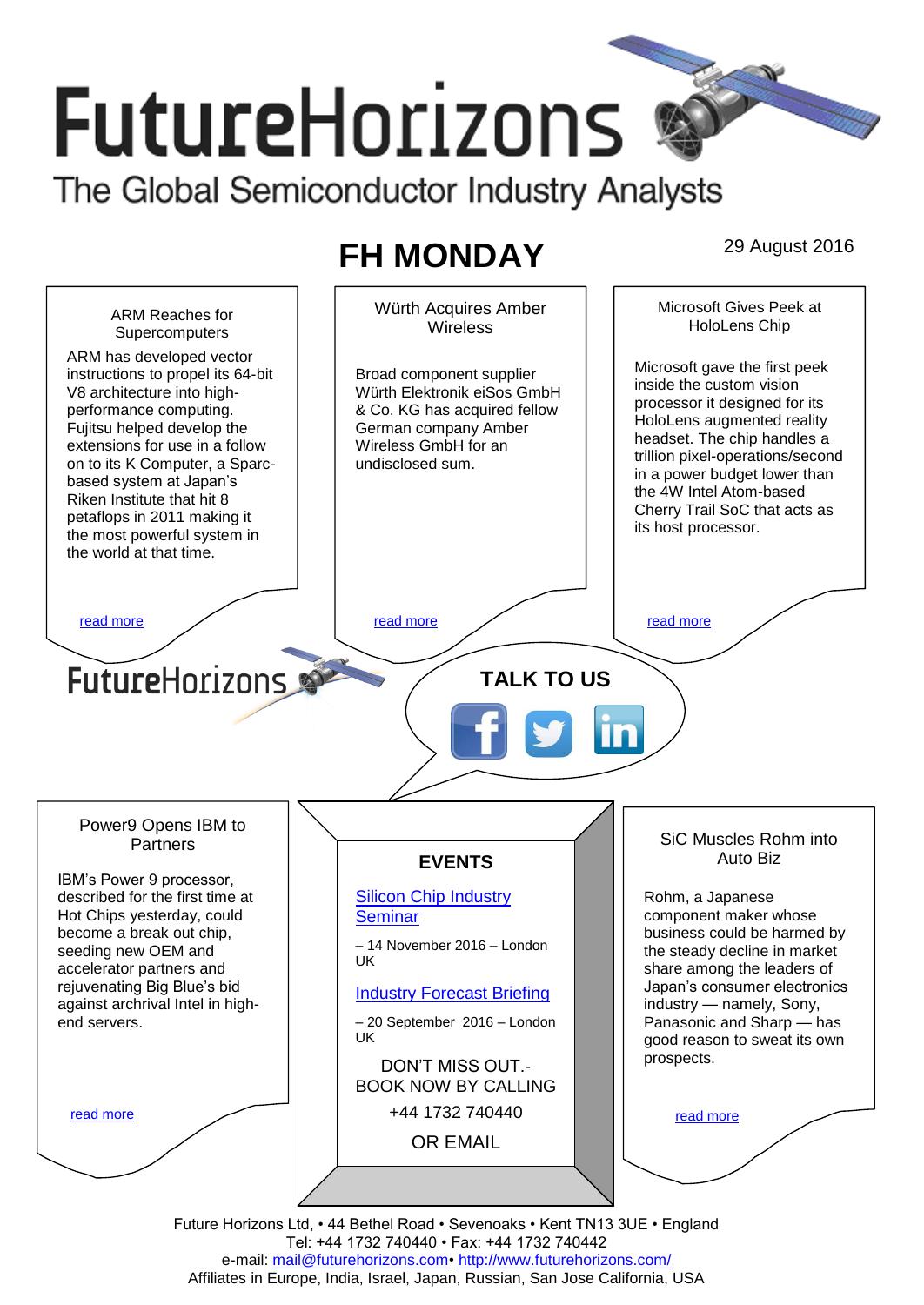# FutureHorizons

The Global Semiconductor Industry Analysts

## FH MONDAY

29 August 2016

### ARM Reaches for Supercomputers

ARM has developed vector instructions to propel its 64-bit V8 architecture into high-performance computing. Fujitsu helped develop the extensions for use in a follow on to its K Computer, a Sparc-based system at Japan's Riken Institute that hit 8 petaflops in 2011 making it the most powerful system in the world at that time.

read more

### Würth Acquires Amber Wireless

Broad component supplier Würth Elektronik eiSos GmbH & Co. KG has acquired fellow German company Amber Wireless GmbH for an undisclosed sum.

read more

### Microsoft Gives Peek at HoloLens Chip

Microsoft gave the first peek inside the custom vision processor it designed for its HoloLens augmented reality headset. The chip handles a trillion pixel-operations/second in a power budget lower than the 4W Intel Atom-based Cherry Trail SoC that acts as its host processor.

read more

FutureHorizons

**TALK TO US**

### Power9 Opens IBM to Partners

IBM's Power 9 processor, described for the first time at Hot Chips yesterday, could become a break out chip, seeding new OEM and accelerator partners and rejuvenating Big Blue's bid against archrival Intel in high-end servers.

read more

### EVENTS

[Silicon Chip Industry Seminar](#)

– 14 November 2016 – London UK

[Industry Forecast Briefing](#)

– 20 September 2016 – London UK

DON'T MISS OUT.- BOOK NOW BY CALLING

+44 1732 740440

OR EMAIL

### SiC Muscles Rohm into Auto Biz

Rohm, a Japanese component maker whose business could be harmed by the steady decline in market share among the leaders of Japan's consumer electronics industry — namely, Sony, Panasonic and Sharp — has good reason to sweat its own prospects.

read more

Future Horizons Ltd, • 44 Bethel Road • Sevenoaks • Kent TN13 3UE • England
Tel: +44 1732 740440 • Fax: +44 1732 740442
e-mail: mail@futurehorizons.com• http://www.futurehorizons.com/
Affiliates in Europe, India, Israel, Japan, Russian, San Jose California, USA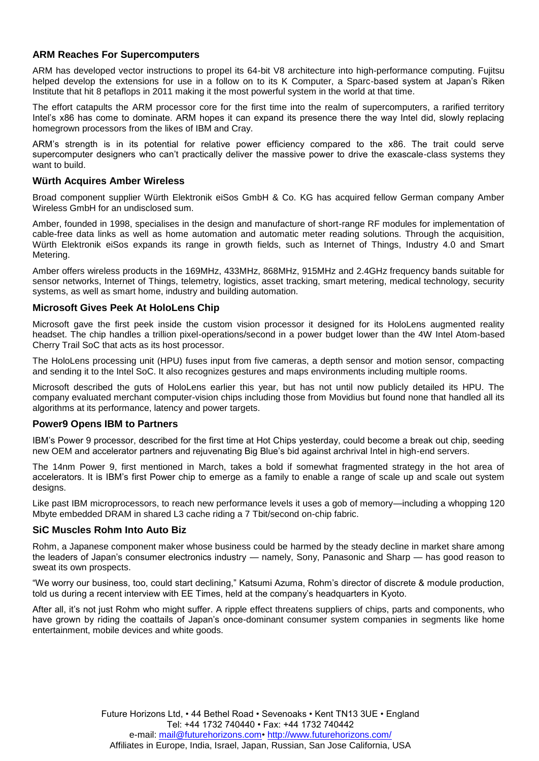### ARM Reaches For Supercomputers

ARM has developed vector instructions to propel its 64-bit V8 architecture into high-performance computing. Fujitsu helped develop the extensions for use in a follow on to its K Computer, a Sparc-based system at Japan's Riken Institute that hit 8 petaflops in 2011 making it the most powerful system in the world at that time.

The effort catapults the ARM processor core for the first time into the realm of supercomputers, a rarified territory Intel's x86 has come to dominate. ARM hopes it can expand its presence there the way Intel did, slowly replacing homegrown processors from the likes of IBM and Cray.

ARM's strength is in its potential for relative power efficiency compared to the x86. The trait could serve supercomputer designers who can't practically deliver the massive power to drive the exascale-class systems they want to build.

### Würth Acquires Amber Wireless

Broad component supplier Würth Elektronik eiSos GmbH & Co. KG has acquired fellow German company Amber Wireless GmbH for an undisclosed sum.

Amber, founded in 1998, specialises in the design and manufacture of short-range RF modules for implementation of cable-free data links as well as home automation and automatic meter reading solutions. Through the acquisition, Würth Elektronik eiSos expands its range in growth fields, such as Internet of Things, Industry 4.0 and Smart Metering.

Amber offers wireless products in the 169MHz, 433MHz, 868MHz, 915MHz and 2.4GHz frequency bands suitable for sensor networks, Internet of Things, telemetry, logistics, asset tracking, smart metering, medical technology, security systems, as well as smart home, industry and building automation.

### Microsoft Gives Peek At HoloLens Chip

Microsoft gave the first peek inside the custom vision processor it designed for its HoloLens augmented reality headset. The chip handles a trillion pixel-operations/second in a power budget lower than the 4W Intel Atom-based Cherry Trail SoC that acts as its host processor.

The HoloLens processing unit (HPU) fuses input from five cameras, a depth sensor and motion sensor, compacting and sending it to the Intel SoC. It also recognizes gestures and maps environments including multiple rooms.

Microsoft described the guts of HoloLens earlier this year, but has not until now publicly detailed its HPU. The company evaluated merchant computer-vision chips including those from Movidius but found none that handled all its algorithms at its performance, latency and power targets.

### Power9 Opens IBM to Partners

IBM's Power 9 processor, described for the first time at Hot Chips yesterday, could become a break out chip, seeding new OEM and accelerator partners and rejuvenating Big Blue's bid against archrival Intel in high-end servers.

The 14nm Power 9, first mentioned in March, takes a bold if somewhat fragmented strategy in the hot area of accelerators. It is IBM's first Power chip to emerge as a family to enable a range of scale up and scale out system designs.

Like past IBM microprocessors, to reach new performance levels it uses a gob of memory—including a whopping 120 Mbyte embedded DRAM in shared L3 cache riding a 7 Tbit/second on-chip fabric.

### SiC Muscles Rohm Into Auto Biz

Rohm, a Japanese component maker whose business could be harmed by the steady decline in market share among the leaders of Japan's consumer electronics industry — namely, Sony, Panasonic and Sharp — has good reason to sweat its own prospects.

"We worry our business, too, could start declining," Katsumi Azuma, Rohm's director of discrete & module production, told us during a recent interview with EE Times, held at the company's headquarters in Kyoto.

After all, it's not just Rohm who might suffer. A ripple effect threatens suppliers of chips, parts and components, who have grown by riding the coattails of Japan's once-dominant consumer system companies in segments like home entertainment, mobile devices and white goods.